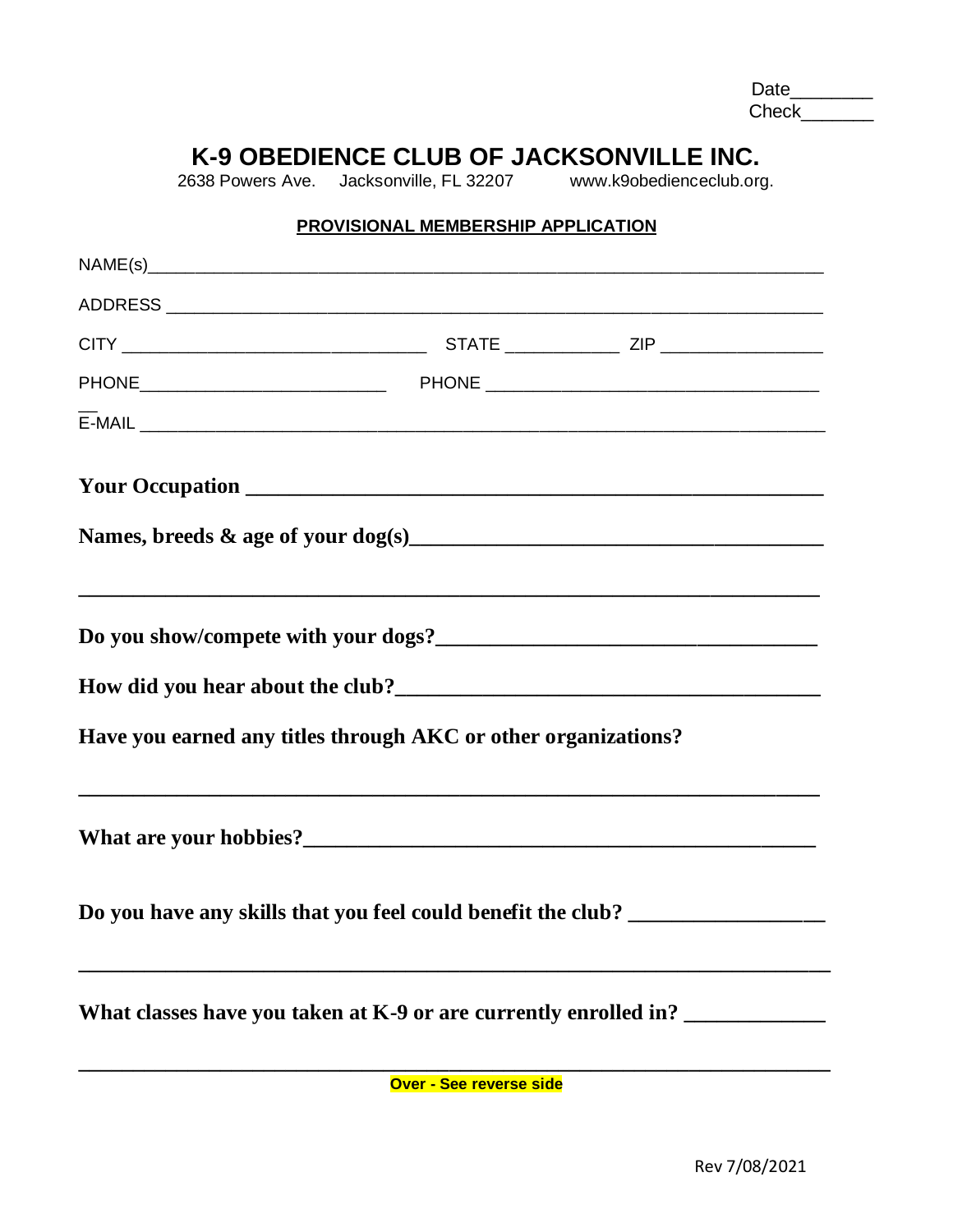Date________
Check_______

# K-9 OBEDIENCE CLUB OF JACKSONVILLE INC.

2638 Powers Ave. Jacksonville, FL 32207 www.k9obedienceclub.org.

**PROVISIONAL MEMBERSHIP APPLICATION**

NAME(s)____________________________________________________________________

ADDRESS ___________________________________________________________________

CITY _______________________________ STATE ____________ ZIP _________________

PHONE__________________________ PHONE __________________________________

E-MAIL _____________________________________________________________________

**Your Occupation ______________________________________________________**

**Names, breeds & age of your dog(s)____________________________________**

______________________________________________________________________

**Do you show/compete with your dogs?__________________________________**

**How did you hear about the club?_____________________________________**

**Have you earned any titles through AKC or other organizations?**

______________________________________________________________________

**What are your hobbies?_______________________________________________**

**Do you have any skills that you feel could benefit the club? __________________**

______________________________________________________________________

**What classes have you taken at K-9 or are currently enrolled in? _____________**

______________________________________________________________________

**Over - See reverse side**

Rev 7/08/2021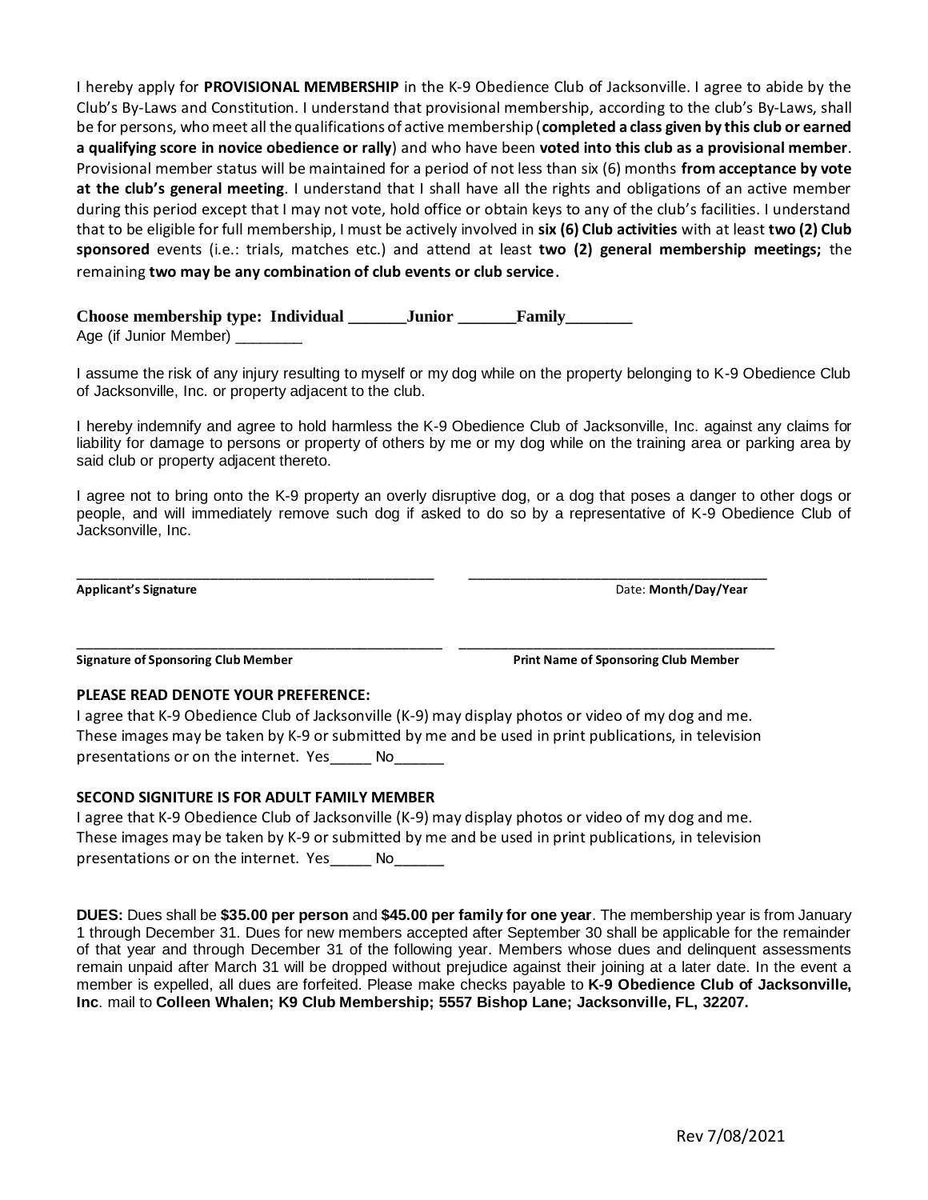I hereby apply for **PROVISIONAL MEMBERSHIP** in the K-9 Obedience Club of Jacksonville. I agree to abide by the Club's By-Laws and Constitution. I understand that provisional membership, according to the club's By-Laws, shall be for persons, who meet all the qualifications of active membership (**completed a class given by this club or earned a qualifying score in novice obedience or rally**) and who have been **voted into this club as a provisional member**. Provisional member status will be maintained for a period of not less than six (6) months **from acceptance by vote at the club's general meeting**. I understand that I shall have all the rights and obligations of an active member during this period except that I may not vote, hold office or obtain keys to any of the club's facilities. I understand that to be eligible for full membership, I must be actively involved in **six (6) Club activities** with at least **two (2) Club sponsored** events (i.e.: trials, matches etc.) and attend at least **two (2) general membership meetings;** the remaining **two may be any combination of club events or club service**.

**Choose membership type: Individual _______Junior _______Family________**

Age (if Junior Member) ________

I assume the risk of any injury resulting to myself or my dog while on the property belonging to K-9 Obedience Club of Jacksonville, Inc. or property adjacent to the club.

I hereby indemnify and agree to hold harmless the K-9 Obedience Club of Jacksonville, Inc. against any claims for liability for damage to persons or property of others by me or my dog while on the training area or parking area by said club or property adjacent thereto.

I agree not to bring onto the K-9 property an overly disruptive dog, or a dog that poses a danger to other dogs or people, and will immediately remove such dog if asked to do so by a representative of K-9 Obedience Club of Jacksonville, Inc.

_______________________________________________ _______________________________________

**Applicant's Signature** Date: **Month/Day/Year**

_______________________________________________ _______________________________________

**Signature of Sponsoring Club Member** **Print Name of Sponsoring Club Member**

**PLEASE READ DENOTE YOUR PREFERENCE:**

I agree that K-9 Obedience Club of Jacksonville (K-9) may display photos or video of my dog and me. These images may be taken by K-9 or submitted by me and be used in print publications, in television presentations or on the internet. Yes_____ No______

**SECOND SIGNITURE IS FOR ADULT FAMILY MEMBER**

I agree that K-9 Obedience Club of Jacksonville (K-9) may display photos or video of my dog and me. These images may be taken by K-9 or submitted by me and be used in print publications, in television presentations or on the internet. Yes_____ No______

**DUES:** Dues shall be **$35.00 per person** and **$45.00 per family for one year**. The membership year is from January 1 through December 31. Dues for new members accepted after September 30 shall be applicable for the remainder of that year and through December 31 of the following year. Members whose dues and delinquent assessments remain unpaid after March 31 will be dropped without prejudice against their joining at a later date. In the event a member is expelled, all dues are forfeited. Please make checks payable to **K-9 Obedience Club of Jacksonville, Inc**. mail to **Colleen Whalen; K9 Club Membership; 5557 Bishop Lane; Jacksonville, FL, 32207.**

Rev 7/08/2021